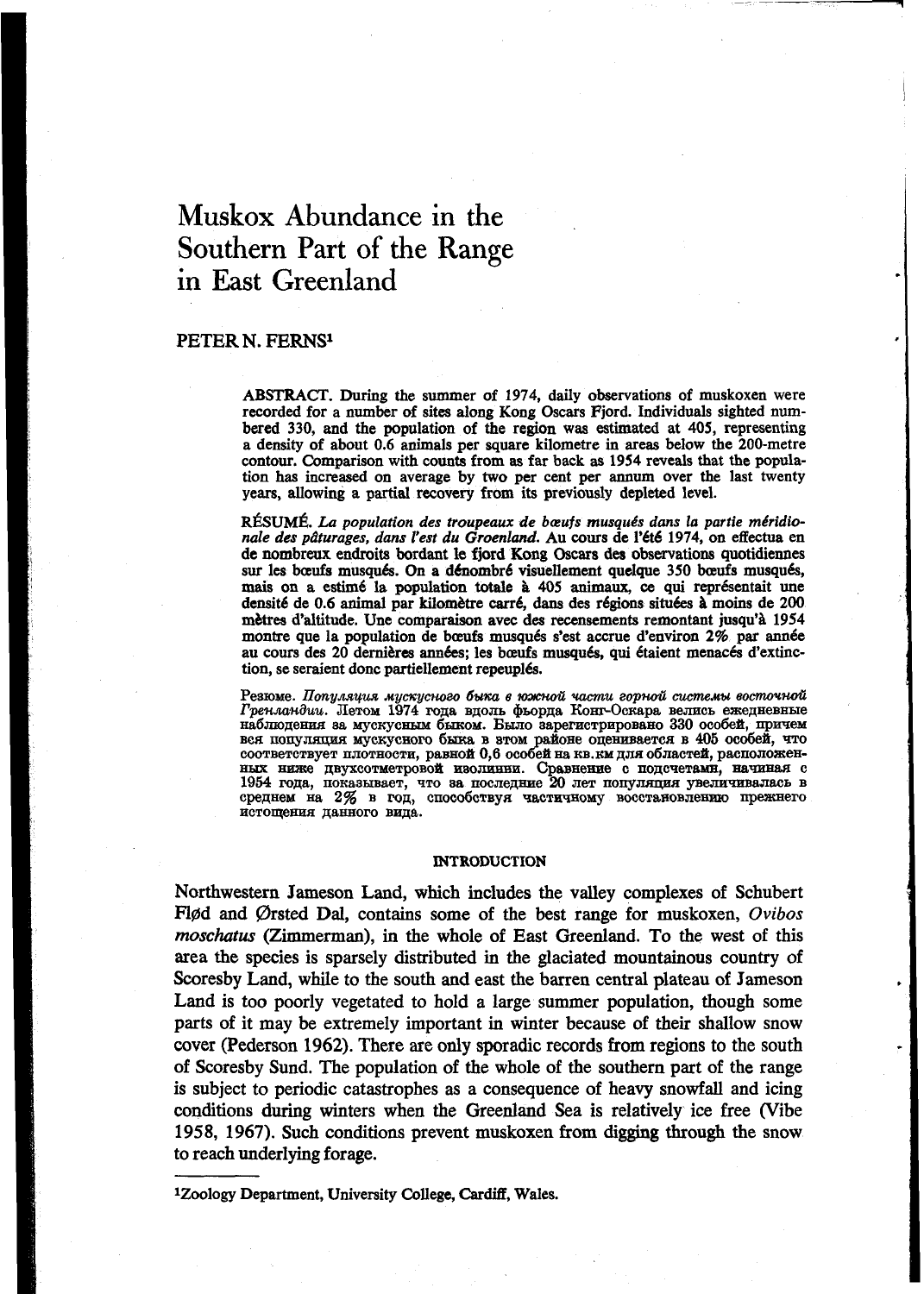# Muskox Abundance in the Southern Part of the Range in East Greenland

## PETER N. FERNS[1]

ABSTRACT. During the summer of 1974, daily observations of muskoxen were recorded for a number of sites along Kong Oscars Fjord. Individuals sighted numbered 330, and the population of the region was estimated at 405, representing a density of about 0.6 animals per square kilometre in areas below the 200-metre contour. Comparison with counts from as far back as 1954 reveals that the population has increased on average by two per cent per annum over the last twenty years, allowing a partial recovery from its previously depleted level.

RÉSUMÉ. *La population des troupeaux de bœufs musqués dans la partie méridionale des pâturages, dans l'est du Groenland.* Au cours de l'été 1974, on effectua en de nombreux endroits bordant le fjord Kong Oscars des observations quotidiennes sur les bœufs musqués. On a dénombré visuellement quelque 350 bœufs musqués, mais on a estimé la population totale à 405 animaux, ce qui représentait une densité de 0.6 animal par kilomètre carré, dans des régions situées à moins de 200 mètres d'altitude. Une comparaison avec des recensements remontant jusqu'à 1954 montre que la population de bœufs musqués s'est accrue d'environ 2% par année au cours des 20 dernières années; les bœufs musqués, qui étaient menacés d'extinction, se seraient donc partiellement repeuplés.

Резюме. *Популяция мускусного быка в южной части горной системы восточной Гренландии.* Летом 1974 года вдоль фьорда Конг-Оскара велись ежедневные наблюдения за мускусным быком. Было зарегистрировано 330 особей, причем вся популяция мускусного быка в этом районе оценивается в 405 особей, что соответствует плотности, равной 0,6 особей на кв.км для областей, расположенных ниже двухсотметровой изолинии. Сравнение с подсчетами, начиная с 1954 года, показывает, что за последние 20 лет популяция увеличивалась в среднем на 2% в год, способствуя частичному восстановлению прежнего истощения данного вида.

## INTRODUCTION

Northwestern Jameson Land, which includes the valley complexes of Schubert Fløð and Ørsted Dal, contains some of the best range for muskoxen, *Ovibos moschatus* (Zimmerman), in the whole of East Greenland. To the west of this area the species is sparsely distributed in the glaciated mountainous country of Scoresby Land, while to the south and east the barren central plateau of Jameson Land is too poorly vegetated to hold a large summer population, though some parts of it may be extremely important in winter because of their shallow snow cover (Pederson 1962). There are only sporadic records from regions to the south of Scoresby Sund. The population of the whole of the southern part of the range is subject to periodic catastrophes as a consequence of heavy snowfall and icing conditions during winters when the Greenland Sea is relatively ice free (Vibe 1958, 1967). Such conditions prevent muskoxen from digging through the snow to reach underlying forage.

[1]Zoology Department, University College, Cardiff, Wales.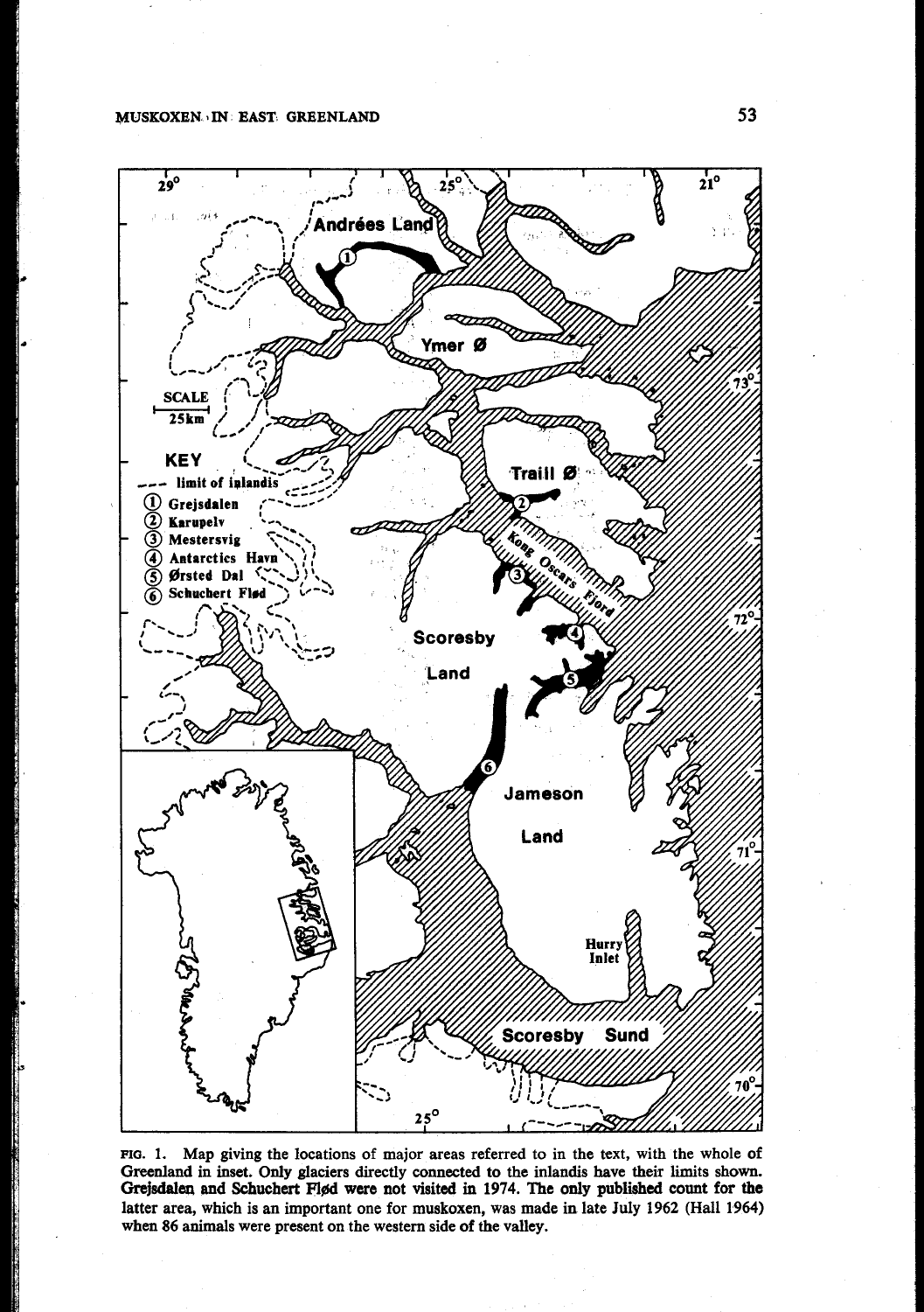FIG. 1. Map giving the locations of major areas referred to in the text, with the whole of Greenland in inset. Only glaciers directly connected to the inlandis have their limits shown. Grejsdalen and Schuchert Fløod were not visited in 1974. The only published count for the latter area, which is an important one for muskoxen, was made in late July 1962 (Hall 1964) when 86 animals were present on the western side of the valley.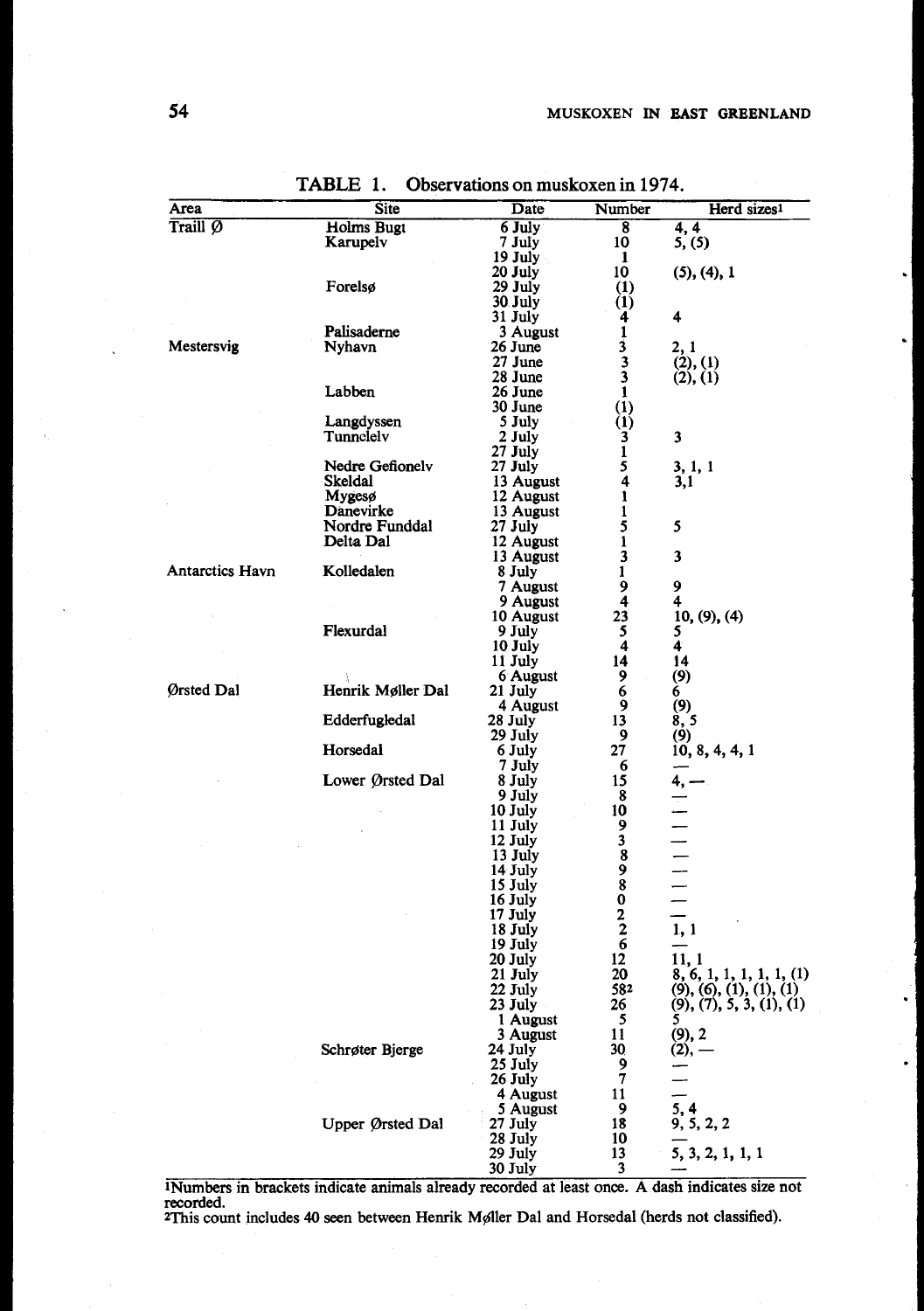TABLE 1. Observations on muskoxen in 1974.

| Area | Site | Date | Number | Herd sizes[1] |
|---|---|---|---|---|
| Traill Ø | Holms Bugt | 6 July | 8 | 4, 4 |
| | Karupelv | 7 July | 10 | 5, (5) |
| | | 19 July | 1 | |
| | | 20 July | 10 | (5), (4), 1 |
| | Forelsø | 29 July | (1) | |
| | | 30 July | (1) | |
| | | 31 July | 4 | 4 |
| | Palisaderne | 3 August | 1 | |
| Mestersvig | Nyhavn | 26 June | 3 | 2, 1 |
| | | 27 June | 3 | (2), (1) |
| | | 28 June | 3 | (2), (1) |
| | Labben | 26 June | 1 | |
| | | 30 June | (1) | |
| | Langdyssen | 5 July | (1) | |
| | Tunnelelv | 2 July | 3 | 3 |
| | | 27 July | 1 | |
| | Nedre Gefionelv | 27 July | 5 | 3, 1, 1 |
| | Skeldal | 13 August | 4 | 3,1 |
| | Mygesø | 12 August | 1 | |
| | Danevirke | 13 August | 1 | |
| | Nordre Funddal | 27 July | 5 | 5 |
| | Delta Dal | 12 August | 1 | |
| | | 13 August | 3 | 3 |
| Antarctics Havn | Kolledalen | 8 July | 1 | |
| | | 7 August | 9 | 9 |
| | | 9 August | 4 | 4 |
| | | 10 August | 23 | 10, (9), (4) |
| | Flexurdal | 9 July | 5 | 5 |
| | | 10 July | 4 | 4 |
| | | 11 July | 14 | 14 |
| | | 6 August | 9 | (9) |
| Ørsted Dal | Henrik Møller Dal | 21 July | 6 | 6 |
| | | 4 August | 9 | (9) |
| | Edderfugledal | 28 July | 13 | 8, 5 |
| | | 29 July | 9 | (9) |
| | Horsedal | 6 July | 27 | 10, 8, 4, 4, 1 |
| | | 7 July | 6 | — |
| | Lower Ørsted Dal | 8 July | 15 | 4, — |
| | | 9 July | 8 | — |
| | | 10 July | 10 | — |
| | | 11 July | 9 | — |
| | | 12 July | 3 | — |
| | | 13 July | 8 | — |
| | | 14 July | 9 | — |
| | | 15 July | 8 | — |
| | | 16 July | 0 | — |
| | | 17 July | 2 | — |
| | | 18 July | 2 | 1, 1 |
| | | 19 July | 6 | — |
| | | 20 July | 12 | 11, 1 |
| | | 21 July | 20 | 8, 6, 1, 1, 1, 1, 1, (1) |
| | | 22 July | 58[2] | (9), (6), (1), (1), (1) |
| | | 23 July | 26 | (9), (7), 5, 3, (1), (1) |
| | | 1 August | 5 | 5 |
| | | 3 August | 11 | (9), 2 |
| | Schrøter Bjerge | 24 July | 30 | (2), — |
| | | 25 July | 9 | — |
| | | 26 July | 7 | — |
| | | 4 August | 11 | — |
| | | 5 August | 9 | 5, 4 |
| | Upper Ørsted Dal | 27 July | 18 | 9, 5, 2, 2 |
| | | 28 July | 10 | — |
| | | 29 July | 13 | 5, 3, 2, 1, 1, 1 |
| | | 30 July | 3 | — |

[1]Numbers in brackets indicate animals already recorded at least once. A dash indicates size not recorded.

[2]This count includes 40 seen between Henrik Møller Dal and Horsedal (herds not classified).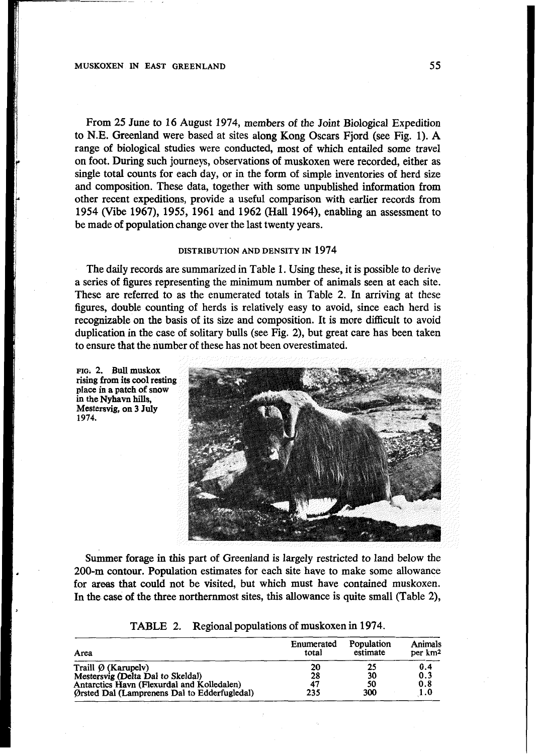From 25 June to 16 August 1974, members of the Joint Biological Expedition to N.E. Greenland were based at sites along Kong Oscars Fjord (see Fig. 1). A range of biological studies were conducted, most of which entailed some travel on foot. During such journeys, observations of muskoxen were recorded, either as single total counts for each day, or in the form of simple inventories of herd size and composition. These data, together with some unpublished information from other recent expeditions, provide a useful comparison with earlier records from 1954 (Vibe 1967), 1955, 1961 and 1962 (Hall 1964), enabling an assessment to be made of population change over the last twenty years.

## DISTRIBUTION AND DENSITY IN 1974

The daily records are summarized in Table 1. Using these, it is possible to derive a series of figures representing the minimum number of animals seen at each site. These are referred to as the enumerated totals in Table 2. In arriving at these figures, double counting of herds is relatively easy to avoid, since each herd is recognizable on the basis of its size and composition. It is more difficult to avoid duplication in the case of solitary bulls (see Fig. 2), but great care has been taken to ensure that the number of these has not been overestimated.

FIG. 2. Bull muskox rising from its cool resting place in a patch of snow in the Nyhavn hills, Mestersvig, on 3 July 1974.

Summer forage in this part of Greenland is largely restricted to land below the 200-m contour. Population estimates for each site have to make some allowance for areas that could not be visited, but which must have contained muskoxen. In the case of the three northernmost sites, this allowance is quite small (Table 2),

TABLE 2. Regional populations of muskoxen in 1974.

| Area | Enumerated total | Population estimate | Animals per km² |
|---|---|---|---|
| Traill Ø (Karupelv) | 20 | 25 | 0.4 |
| Mestersvig (Delta Dal to Skeldal) | 28 | 30 | 0.3 |
| Antarctics Havn (Flexurdal and Kolledalen) | 47 | 50 | 0.8 |
| Ørsted Dal (Lamprenens Dal to Edderfugledal) | 235 | 300 | 1.0 |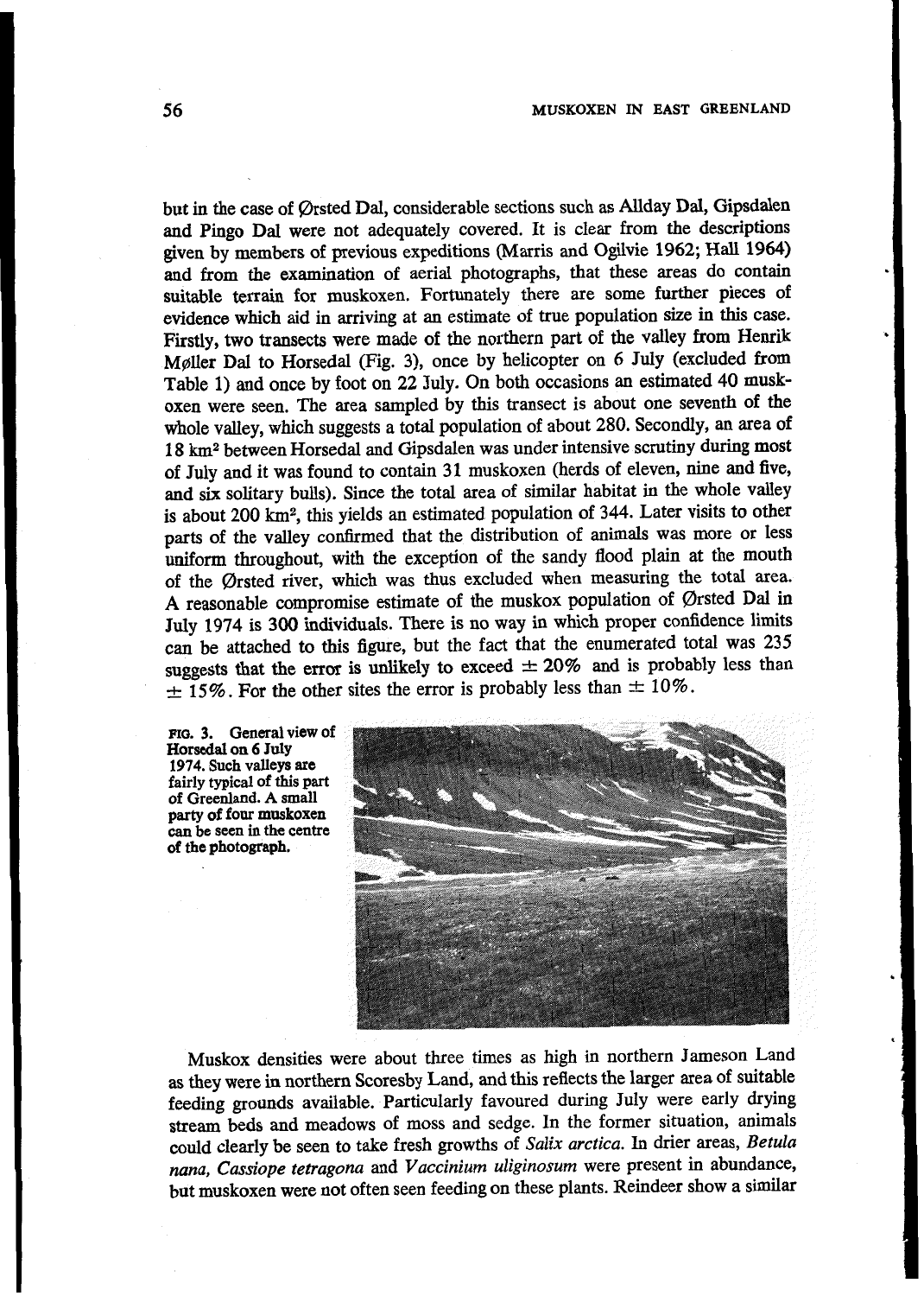but in the case of Ørsted Dal, considerable sections such as Allday Dal, Gipsdalen and Pingo Dal were not adequately covered. It is clear from the descriptions given by members of previous expeditions (Marris and Ogilvie 1962; Hall 1964) and from the examination of aerial photographs, that these areas do contain suitable terrain for muskoxen. Fortunately there are some further pieces of evidence which aid in arriving at an estimate of true population size in this case. Firstly, two transects were made of the northern part of the valley from Henrik Møller Dal to Horsedal (Fig. 3), once by helicopter on 6 July (excluded from Table 1) and once by foot on 22 July. On both occasions an estimated 40 muskoxen were seen. The area sampled by this transect is about one seventh of the whole valley, which suggests a total population of about 280. Secondly, an area of 18 km² between Horsedal and Gipsdalen was under intensive scrutiny during most of July and it was found to contain 31 muskoxen (herds of eleven, nine and five, and six solitary bulls). Since the total area of similar habitat in the whole valley is about 200 km², this yields an estimated population of 344. Later visits to other parts of the valley confirmed that the distribution of animals was more or less uniform throughout, with the exception of the sandy flood plain at the mouth of the Ørsted river, which was thus excluded when measuring the total area. A reasonable compromise estimate of the muskox population of Ørsted Dal in July 1974 is 300 individuals. There is no way in which proper confidence limits can be attached to this figure, but the fact that the enumerated total was 235 suggests that the error is unlikely to exceed ± 20% and is probably less than ± 15%. For the other sites the error is probably less than ± 10%.

**FIG. 3.** General view of Horsedal on 6 July 1974. Such valleys are fairly typical of this part of Greenland. A small party of four muskoxen can be seen in the centre of the photograph.

Muskox densities were about three times as high in northern Jameson Land as they were in northern Scoresby Land, and this reflects the larger area of suitable feeding grounds available. Particularly favoured during July were early drying stream beds and meadows of moss and sedge. In the former situation, animals could clearly be seen to take fresh growths of *Salix arctica*. In drier areas, *Betula nana*, *Cassiope tetragona* and *Vaccinium uliginosum* were present in abundance, but muskoxen were not often seen feeding on these plants. Reindeer show a similar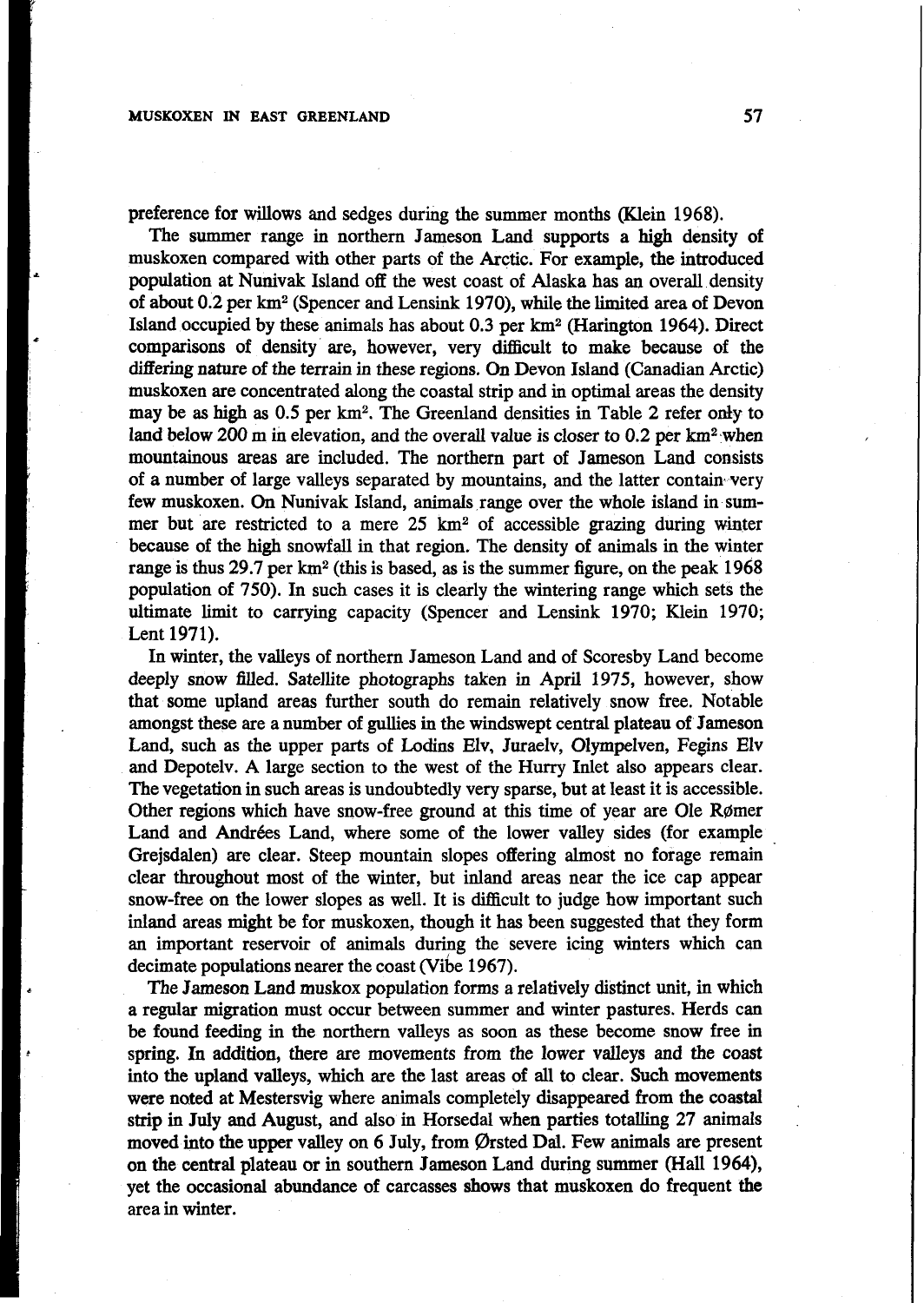preference for willows and sedges during the summer months (Klein 1968).

The summer range in northern Jameson Land supports a high density of muskoxen compared with other parts of the Arctic. For example, the introduced population at Nunivak Island off the west coast of Alaska has an overall density of about 0.2 per km$^2$ (Spencer and Lensink 1970), while the limited area of Devon Island occupied by these animals has about 0.3 per km$^2$ (Harington 1964). Direct comparisons of density are, however, very difficult to make because of the differing nature of the terrain in these regions. On Devon Island (Canadian Arctic) muskoxen are concentrated along the coastal strip and in optimal areas the density may be as high as 0.5 per km$^2$. The Greenland densities in Table 2 refer only to land below 200 m in elevation, and the overall value is closer to 0.2 per km$^2$ when mountainous areas are included. The northern part of Jameson Land consists of a number of large valleys separated by mountains, and the latter contain very few muskoxen. On Nunivak Island, animals range over the whole island in summer but are restricted to a mere 25 km$^2$ of accessible grazing during winter because of the high snowfall in that region. The density of animals in the winter range is thus 29.7 per km$^2$ (this is based, as is the summer figure, on the peak 1968 population of 750). In such cases it is clearly the wintering range which sets the ultimate limit to carrying capacity (Spencer and Lensink 1970; Klein 1970; Lent 1971).

In winter, the valleys of northern Jameson Land and of Scoresby Land become deeply snow filled. Satellite photographs taken in April 1975, however, show that some upland areas further south do remain relatively snow free. Notable amongst these are a number of gullies in the windswept central plateau of Jameson Land, such as the upper parts of Lodins Elv, Juraelv, Olympelven, Fegins Elv and Depotelv. A large section to the west of the Hurry Inlet also appears clear. The vegetation in such areas is undoubtedly very sparse, but at least it is accessible. Other regions which have snow-free ground at this time of year are Ole Rømer Land and Andrées Land, where some of the lower valley sides (for example Grejsdalen) are clear. Steep mountain slopes offering almost no forage remain clear throughout most of the winter, but inland areas near the ice cap appear snow-free on the lower slopes as well. It is difficult to judge how important such inland areas might be for muskoxen, though it has been suggested that they form an important reservoir of animals during the severe icing winters which can decimate populations nearer the coast (Vibe 1967).

The Jameson Land muskox population forms a relatively distinct unit, in which a regular migration must occur between summer and winter pastures. Herds can be found feeding in the northern valleys as soon as these become snow free in spring. In addition, there are movements from the lower valleys and the coast into the upland valleys, which are the last areas of all to clear. Such movements were noted at Mestersvig where animals completely disappeared from the coastal strip in July and August, and also in Horsedal when parties totalling 27 animals moved into the upper valley on 6 July, from Ørsted Dal. Few animals are present on the central plateau or in southern Jameson Land during summer (Hall 1964), yet the occasional abundance of carcasses shows that muskoxen do frequent the area in winter.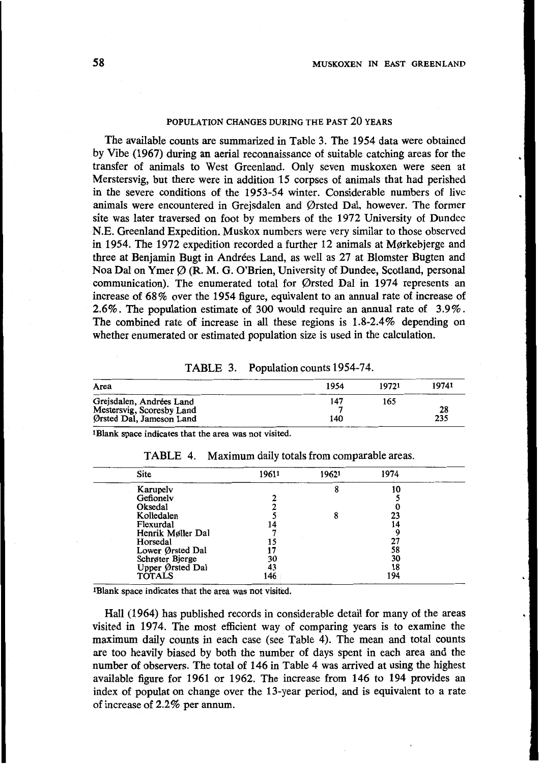## POPULATION CHANGES DURING THE PAST 20 YEARS

The available counts are summarized in Table 3. The 1954 data were obtained by Vibe (1967) during an aerial reconnaissance of suitable catching areas for the transfer of animals to West Greenland. Only seven muskoxen were seen at Merstersvig, but there were in addition 15 corpses of animals that had perished in the severe conditions of the 1953-54 winter. Considerable numbers of live animals were encountered in Grejsdalen and Ørsted Dal, however. The former site was later traversed on foot by members of the 1972 University of Dundee N.E. Greenland Expedition. Muskox numbers were very similar to those observed in 1954. The 1972 expedition recorded a further 12 animals at Mørkebjerge and three at Benjamin Bugt in Andrées Land, as well as 27 at Blomster Bugten and Noa Dal on Ymer Ø (R. M. G. O'Brien, University of Dundee, Scotland, personal communication). The enumerated total for Ørsted Dal in 1974 represents an increase of 68% over the 1954 figure, equivalent to an annual rate of increase of 2.6%. The population estimate of 300 would require an annual rate of 3.9%. The combined rate of increase in all these regions is 1.8-2.4% depending on whether enumerated or estimated population size is used in the calculation.

TABLE 3. Population counts 1954-74.

| Area | 1954 | 1972[1] | 1974[1] |
|---|---|---|---|
| Grejsdalen, Andrées Land | 147 | 165 | |
| Mestersvig, Scoresby Land | 7 | | 28 |
| Ørsted Dal, Jameson Land | 140 | | 235 |

[1]Blank space indicates that the area was not visited.

TABLE 4. Maximum daily totals from comparable areas.

| Site | 1961[1] | 1962[1] | 1974 |
|---|---|---|---|
| Karupelv | | 8 | 10 |
| Gefionelv | 2 | | 5 |
| Oksedal | 2 | | 0 |
| Kolledalen | 5 | 8 | 23 |
| Flexurdal | 14 | | 14 |
| Henrik Møller Dal | 7 | | 9 |
| Horsedal | 15 | | 27 |
| Lower Ørsted Dal | 17 | | 58 |
| Schrøter Bjerge | 30 | | 30 |
| Upper Ørsted Dal | 43 | | 18 |
| TOTALS | 146 | | 194 |

[1]Blank space indicates that the area was not visited.

Hall (1964) has published records in considerable detail for many of the areas visited in 1974. The most efficient way of comparing years is to examine the maximum daily counts in each case (see Table 4). The mean and total counts are too heavily biased by both the number of days spent in each area and the number of observers. The total of 146 in Table 4 was arrived at using the highest available figure for 1961 or 1962. The increase from 146 to 194 provides an index of populat on change over the 13-year period, and is equivalent to a rate of increase of 2.2% per annum.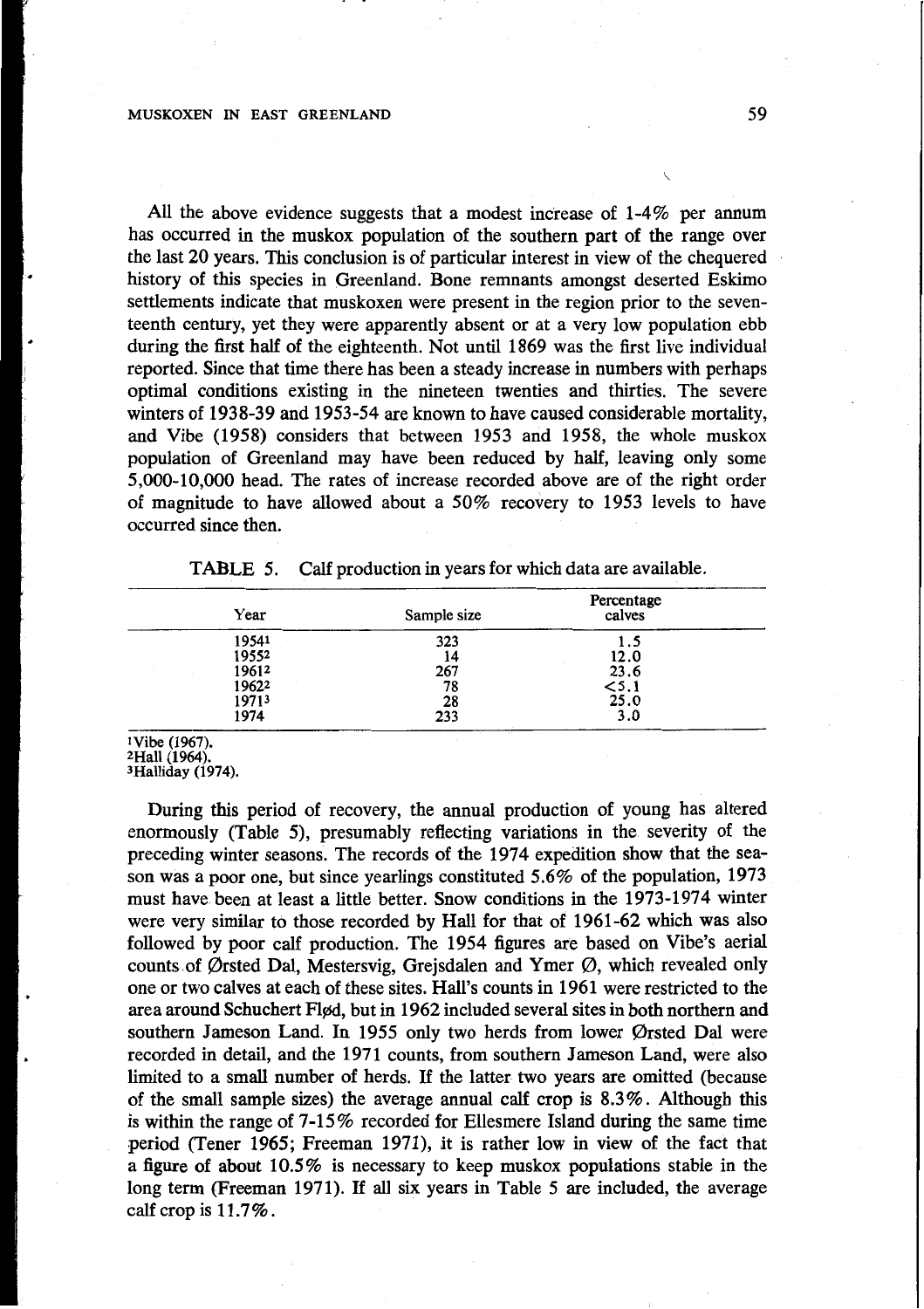All the above evidence suggests that a modest increase of 1-4% per annum has occurred in the muskox population of the southern part of the range over the last 20 years. This conclusion is of particular interest in view of the chequered history of this species in Greenland. Bone remnants amongst deserted Eskimo settlements indicate that muskoxen were present in the region prior to the seventeenth century, yet they were apparently absent or at a very low population ebb during the first half of the eighteenth. Not until 1869 was the first live individual reported. Since that time there has been a steady increase in numbers with perhaps optimal conditions existing in the nineteen twenties and thirties. The severe winters of 1938-39 and 1953-54 are known to have caused considerable mortality, and Vibe (1958) considers that between 1953 and 1958, the whole muskox population of Greenland may have been reduced by half, leaving only some 5,000-10,000 head. The rates of increase recorded above are of the right order of magnitude to have allowed about a 50% recovery to 1953 levels to have occurred since then.

TABLE 5. Calf production in years for which data are available.

| Year | Sample size | Percentage calves |
|---|---|---|
| 1954[1] | 323 | 1.5 |
| 1955[2] | 14 | 12.0 |
| 1961[2] | 267 | 23.6 |
| 1962[2] | 78 | <5.1 |
| 1971[3] | 28 | 25.0 |
| 1974 | 233 | 3.0 |

[1]Vibe (1967).
[2]Hall (1964).
[3]Halliday (1974).

During this period of recovery, the annual production of young has altered enormously (Table 5), presumably reflecting variations in the severity of the preceding winter seasons. The records of the 1974 expedition show that the season was a poor one, but since yearlings constituted 5.6% of the population, 1973 must have been at least a little better. Snow conditions in the 1973-1974 winter were very similar to those recorded by Hall for that of 1961-62 which was also followed by poor calf production. The 1954 figures are based on Vibe's aerial counts of Ørsted Dal, Mestersvig, Grejsdalen and Ymer Ø, which revealed only one or two calves at each of these sites. Hall's counts in 1961 were restricted to the area around Schuchert Fløds, but in 1962 included several sites in both northern and southern Jameson Land. In 1955 only two herds from lower Ørsted Dal were recorded in detail, and the 1971 counts, from southern Jameson Land, were also limited to a small number of herds. If the latter two years are omitted (because of the small sample sizes) the average annual calf crop is 8.3%. Although this is within the range of 7-15% recorded for Ellesmere Island during the same time period (Tener 1965; Freeman 1971), it is rather low in view of the fact that a figure of about 10.5% is necessary to keep muskox populations stable in the long term (Freeman 1971). If all six years in Table 5 are included, the average calf crop is 11.7%.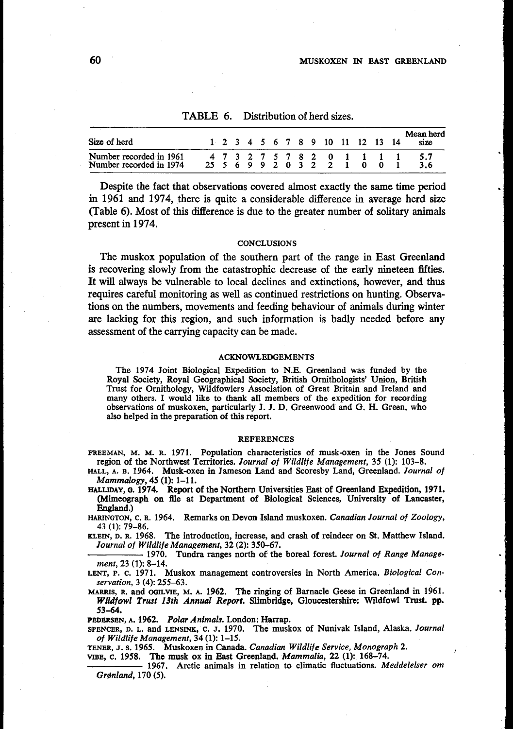TABLE 6. Distribution of herd sizes.

| Size of herd | 1 | 2 | 3 | 4 | 5 | 6 | 7 | 8 | 9 | 10 | 11 | 12 | 13 | 14 | Mean herd size |
|---|---|---|---|---|---|---|---|---|---|---|---|---|---|---|---|
| Number recorded in 1961 | 4 | 7 | 3 | 2 | 7 | 5 | 7 | 8 | 2 | 0 | 1 | 1 | 1 | 1 | 5.7 |
| Number recorded in 1974 | 25 | 5 | 6 | 9 | 9 | 2 | 0 | 3 | 2 | 2 | 1 | 0 | 0 | 1 | 3.6 |

Despite the fact that observations covered almost exactly the same time period in 1961 and 1974, there is quite a considerable difference in average herd size (Table 6). Most of this difference is due to the greater number of solitary animals present in 1974.

## CONCLUSIONS

The muskox population of the southern part of the range in East Greenland is recovering slowly from the catastrophic decrease of the early nineteen fifties. It will always be vulnerable to local declines and extinctions, however, and thus requires careful monitoring as well as continued restrictions on hunting. Observations on the numbers, movements and feeding behaviour of animals during winter are lacking for this region, and such information is badly needed before any assessment of the carrying capacity can be made.

## ACKNOWLEDGEMENTS

The 1974 Joint Biological Expedition to N.E. Greenland was funded by the Royal Society, Royal Geographical Society, British Ornithologists' Union, British Trust for Ornithology, Wildfowlers Association of Great Britain and Ireland and many others. I would like to thank all members of the expedition for recording observations of muskoxen, particularly J. J. D. Greenwood and G. H. Green, who also helped in the preparation of this report.

## REFERENCES

FREEMAN, M. M. R. 1971. Population characteristics of musk-oxen in the Jones Sound region of the Northwest Territories. *Journal of Wildlife Management*, 35 (1): 103–8.

HALL, A. B. 1964. Musk-oxen in Jameson Land and Scoresby Land, Greenland. *Journal of Mammalogy*, 45 (1): 1–11.

HALLIDAY, G. 1974. Report of the Northern Universities East of Greenland Expedition, 1971. (Mimeograph on file at Department of Biological Sciences, University of Lancaster, England.)

HARINGTON, C. R. 1964. Remarks on Devon Island muskoxen. *Canadian Journal of Zoology*, 43 (1): 79–86.

KLEIN, D. R. 1968. The introduction, increase, and crash of reindeer on St. Matthew Island. *Journal of Wildlife Management*, 32 (2): 350–67.

——— 1970. Tundra ranges north of the boreal forest. *Journal of Range Management*, 23 (1): 8–14.

LENT, P. C. 1971. Muskox management controversies in North America. *Biological Conservation*, 3 (4): 255–63.

MARRIS, R. and OGILVIE, M. A. 1962. The ringing of Barnacle Geese in Greenland in 1961. *Wildfowl Trust 13th Annual Report*. Slimbridge, Gloucestershire: Wildfowl Trust. pp. 53–64.

PEDERSEN, A. 1962. *Polar Animals*. London: Harrap.

SPENCER, D. L. and LENSINK, C. J. 1970. The muskox of Nunivak Island, Alaska. *Journal of Wildlife Management*, 34 (1): 1–15.

TENER, J. S. 1965. Muskoxen in Canada. *Canadian Wildlife Service, Monograph* 2.

VIBE, C. 1958. The musk ox in East Greenland. *Mammalia*, 22 (1): 168–74.

——— 1967. Arctic animals in relation to climatic fluctuations. *Meddelelser om Grønland*, 170 (5).